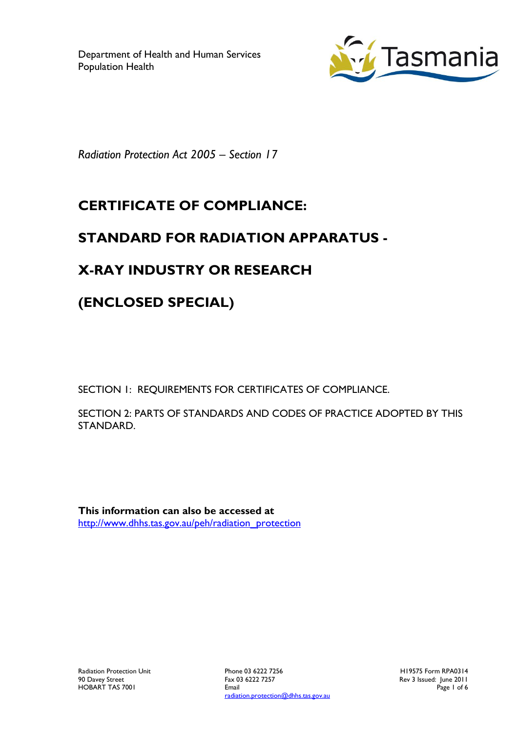Department of Health and Human Services
Population Health

*Radiation Protection Act 2005 – Section 17*

# CERTIFICATE OF COMPLIANCE:

# STANDARD FOR RADIATION APPARATUS -

# X-RAY INDUSTRY OR RESEARCH

# (ENCLOSED SPECIAL)

SECTION 1: REQUIREMENTS FOR CERTIFICATES OF COMPLIANCE.

SECTION 2: PARTS OF STANDARDS AND CODES OF PRACTICE ADOPTED BY THIS STANDARD.

**This information can also be accessed at**
http://www.dhhs.tas.gov.au/peh/radiation_protection

Radiation Protection Unit
90 Davey Street
HOBART TAS 7001

Phone 03 6222 7256
Fax 03 6222 7257
Email
radiation.protection@dhhs.tas.gov.au

H19575 Form RPA0314
Rev 3 Issued: June 2011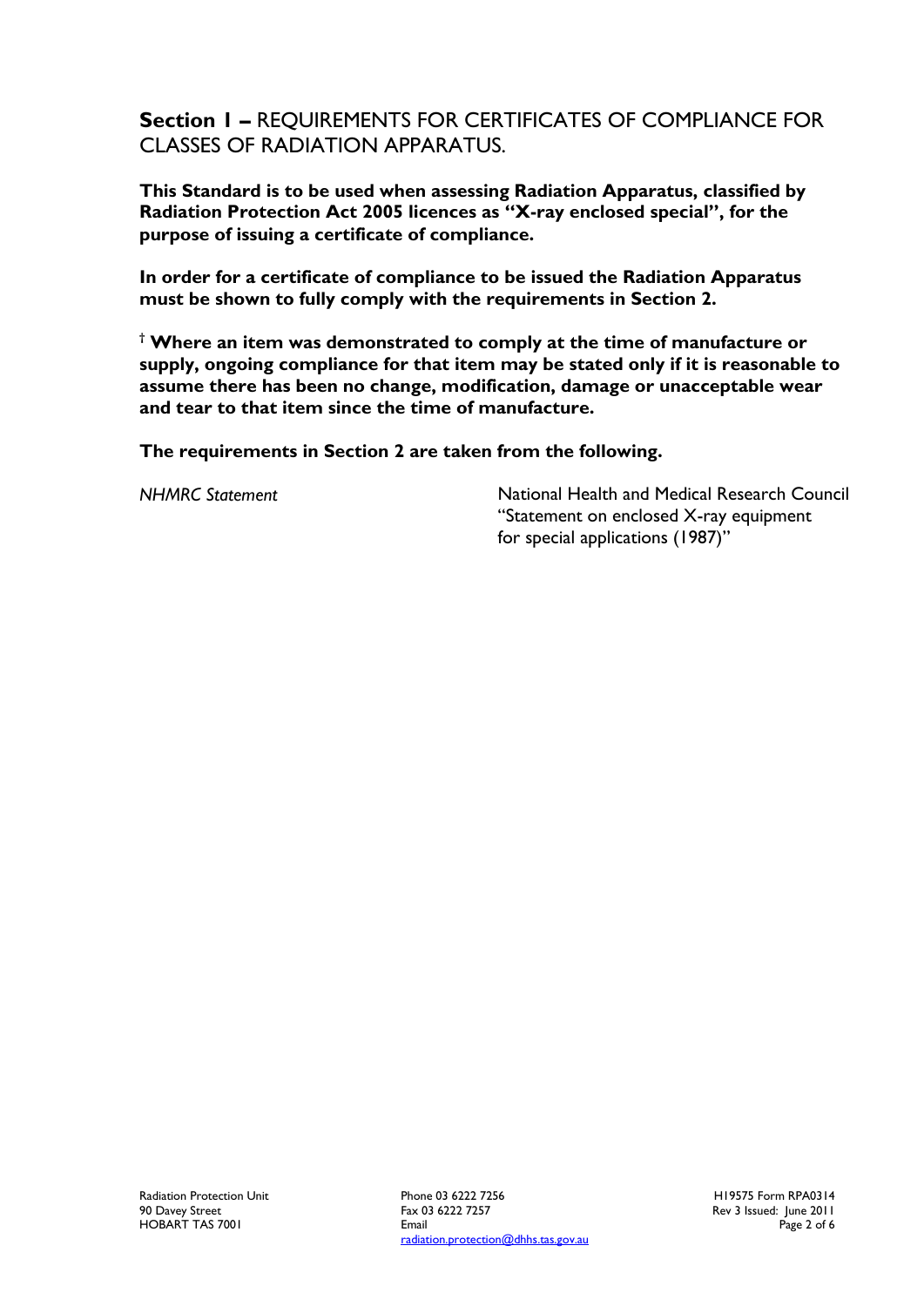## **Section 1 –** REQUIREMENTS FOR CERTIFICATES OF COMPLIANCE FOR CLASSES OF RADIATION APPARATUS.

**This Standard is to be used when assessing Radiation Apparatus, classified by Radiation Protection Act 2005 licences as "X-ray enclosed special", for the purpose of issuing a certificate of compliance.**

**In order for a certificate of compliance to be issued the Radiation Apparatus must be shown to fully comply with the requirements in Section 2.**

† **Where an item was demonstrated to comply at the time of manufacture or supply, ongoing compliance for that item may be stated only if it is reasonable to assume there has been no change, modification, damage or unacceptable wear and tear to that item since the time of manufacture.**

**The requirements in Section 2 are taken from the following.**

| | |
|---|---|
| *NHMRC Statement* | National Health and Medical Research Council "Statement on enclosed X-ray equipment for special applications (1987)" |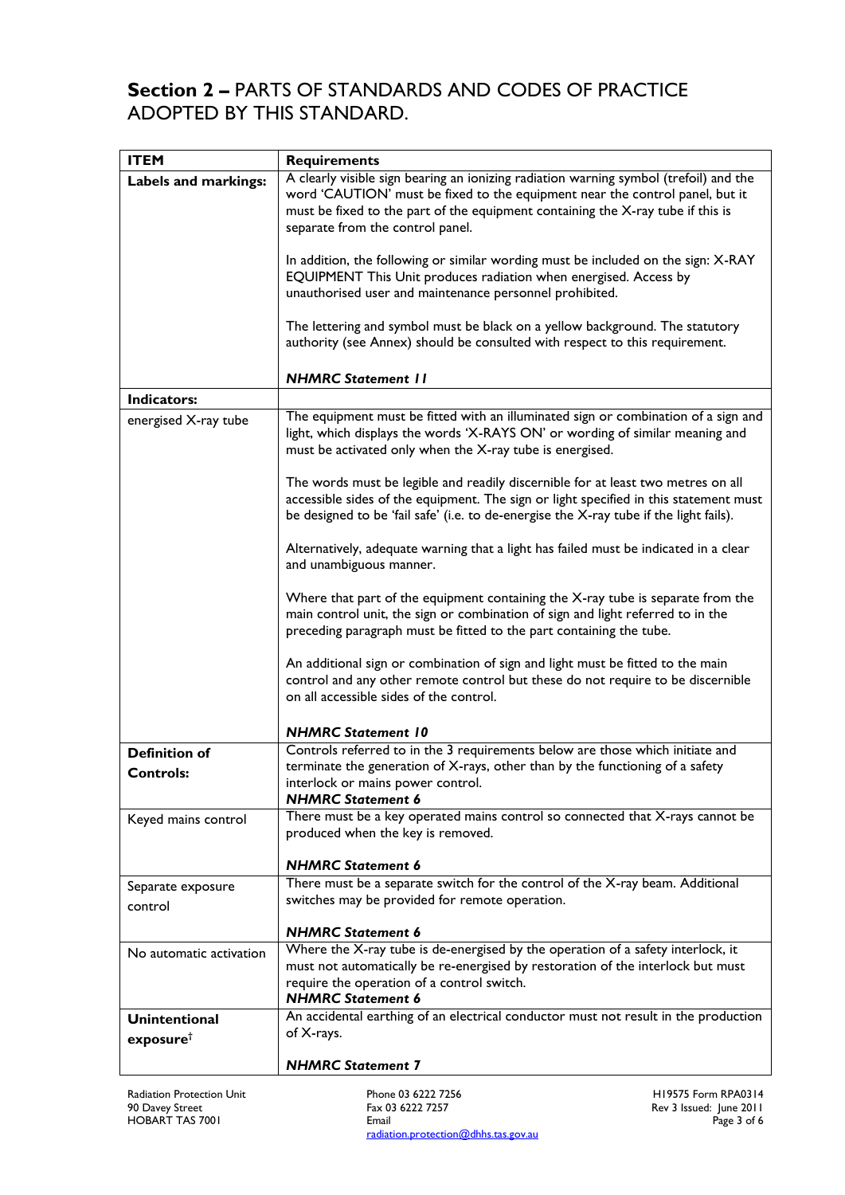## **Section 2 –** PARTS OF STANDARDS AND CODES OF PRACTICE ADOPTED BY THIS STANDARD.

| ITEM | Requirements |
|---|---|
| **Labels and markings:** | A clearly visible sign bearing an ionizing radiation warning symbol (trefoil) and the word 'CAUTION' must be fixed to the equipment near the control panel, but it must be fixed to the part of the equipment containing the X-ray tube if this is separate from the control panel.<br><br>In addition, the following or similar wording must be included on the sign: X-RAY EQUIPMENT This Unit produces radiation when energised. Access by unauthorised user and maintenance personnel prohibited.<br><br>The lettering and symbol must be black on a yellow background. The statutory authority (see Annex) should be consulted with respect to this requirement.<br><br>***NHMRC Statement 11*** |
| **Indicators:** | |
| energised X-ray tube | The equipment must be fitted with an illuminated sign or combination of a sign and light, which displays the words 'X-RAYS ON' or wording of similar meaning and must be activated only when the X-ray tube is energised.<br><br>The words must be legible and readily discernible for at least two metres on all accessible sides of the equipment. The sign or light specified in this statement must be designed to be 'fail safe' (i.e. to de-energise the X-ray tube if the light fails).<br><br>Alternatively, adequate warning that a light has failed must be indicated in a clear and unambiguous manner.<br><br>Where that part of the equipment containing the X-ray tube is separate from the main control unit, the sign or combination of sign and light referred to in the preceding paragraph must be fitted to the part containing the tube.<br><br>An additional sign or combination of sign and light must be fitted to the main control and any other remote control but these do not require to be discernible on all accessible sides of the control.<br><br>***NHMRC Statement 10*** |
| **Definition of Controls:** | Controls referred to in the 3 requirements below are those which initiate and terminate the generation of X-rays, other than by the functioning of a safety interlock or mains power control.<br>***NHMRC Statement 6*** |
| Keyed mains control | There must be a key operated mains control so connected that X-rays cannot be produced when the key is removed.<br><br>***NHMRC Statement 6*** |
| Separate exposure control | There must be a separate switch for the control of the X-ray beam. Additional switches may be provided for remote operation.<br><br>***NHMRC Statement 6*** |
| No automatic activation | Where the X-ray tube is de-energised by the operation of a safety interlock, it must not automatically be re-energised by restoration of the interlock but must require the operation of a control switch.<br>***NHMRC Statement 6*** |
| **Unintentional exposure**[†] | An accidental earthing of an electrical conductor must not result in the production of X-rays.<br><br>***NHMRC Statement 7*** |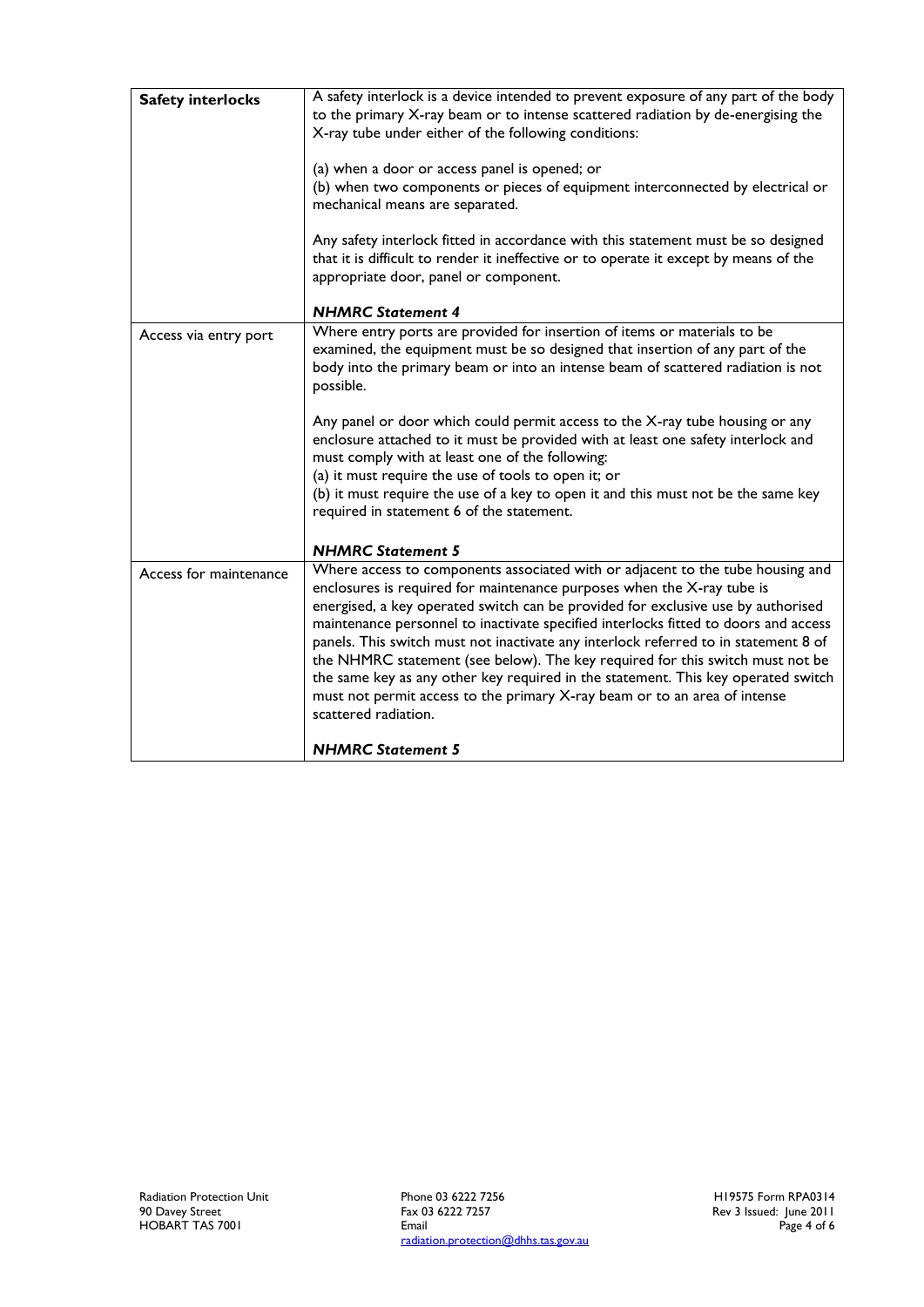| | |
|---|---|
| **Safety interlocks** | A safety interlock is a device intended to prevent exposure of any part of the body to the primary X-ray beam or to intense scattered radiation by de-energising the X-ray tube under either of the following conditions:<br><br>(a) when a door or access panel is opened; or<br>(b) when two components or pieces of equipment interconnected by electrical or mechanical means are separated.<br><br>Any safety interlock fitted in accordance with this statement must be so designed that it is difficult to render it ineffective or to operate it except by means of the appropriate door, panel or component.<br><br>***NHMRC Statement 4*** |
| Access via entry port | Where entry ports are provided for insertion of items or materials to be examined, the equipment must be so designed that insertion of any part of the body into the primary beam or into an intense beam of scattered radiation is not possible.<br><br>Any panel or door which could permit access to the X-ray tube housing or any enclosure attached to it must be provided with at least one safety interlock and must comply with at least one of the following:<br>(a) it must require the use of tools to open it; or<br>(b) it must require the use of a key to open it and this must not be the same key required in statement 6 of the statement.<br><br>***NHMRC Statement 5*** |
| Access for maintenance | Where access to components associated with or adjacent to the tube housing and enclosures is required for maintenance purposes when the X-ray tube is energised, a key operated switch can be provided for exclusive use by authorised maintenance personnel to inactivate specified interlocks fitted to doors and access panels. This switch must not inactivate any interlock referred to in statement 8 of the NHMRC statement (see below). The key required for this switch must not be the same key as any other key required in the statement. This key operated switch must not permit access to the primary X-ray beam or to an area of intense scattered radiation.<br><br>***NHMRC Statement 5*** |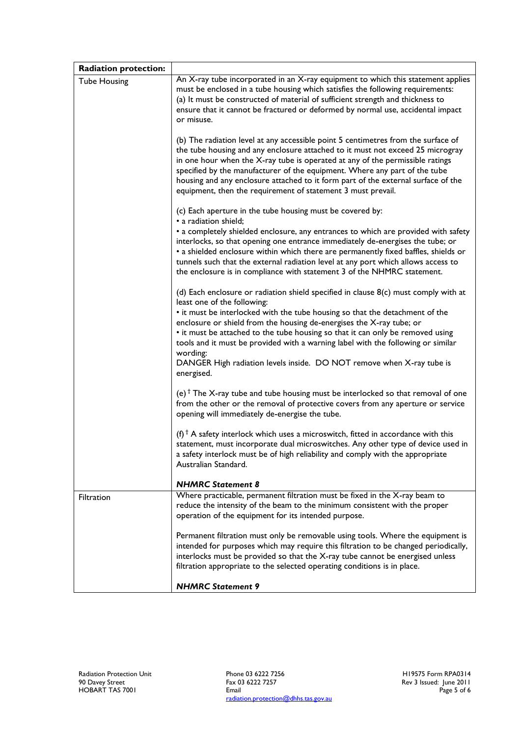| **Radiation protection:** | |
|---|---|
| Tube Housing | An X-ray tube incorporated in an X-ray equipment to which this statement applies must be enclosed in a tube housing which satisfies the following requirements:<br>(a) It must be constructed of material of sufficient strength and thickness to ensure that it cannot be fractured or deformed by normal use, accidental impact or misuse.<br><br>(b) The radiation level at any accessible point 5 centimetres from the surface of the tube housing and any enclosure attached to it must not exceed 25 microgray in one hour when the X-ray tube is operated at any of the permissible ratings specified by the manufacturer of the equipment. Where any part of the tube housing and any enclosure attached to it form part of the external surface of the equipment, then the requirement of statement 3 must prevail.<br><br>(c) Each aperture in the tube housing must be covered by:<br>• a radiation shield;<br>• a completely shielded enclosure, any entrances to which are provided with safety interlocks, so that opening one entrance immediately de-energises the tube; or<br>• a shielded enclosure within which there are permanently fixed baffles, shields or tunnels such that the external radiation level at any port which allows access to the enclosure is in compliance with statement 3 of the NHMRC statement.<br><br>(d) Each enclosure or radiation shield specified in clause 8(c) must comply with at least one of the following:<br>• it must be interlocked with the tube housing so that the detachment of the enclosure or shield from the housing de-energises the X-ray tube; or<br>• it must be attached to the tube housing so that it can only be removed using tools and it must be provided with a warning label with the following or similar wording:<br>DANGER High radiation levels inside. DO NOT remove when X-ray tube is energised.<br><br>(e) † The X-ray tube and tube housing must be interlocked so that removal of one from the other or the removal of protective covers from any aperture or service opening will immediately de-energise the tube.<br><br>(f) † A safety interlock which uses a microswitch, fitted in accordance with this statement, must incorporate dual microswitches. Any other type of device used in a safety interlock must be of high reliability and comply with the appropriate Australian Standard.<br><br>***NHMRC Statement 8*** |
| Filtration | Where practicable, permanent filtration must be fixed in the X-ray beam to reduce the intensity of the beam to the minimum consistent with the proper operation of the equipment for its intended purpose.<br><br>Permanent filtration must only be removable using tools. Where the equipment is intended for purposes which may require this filtration to be changed periodically, interlocks must be provided so that the X-ray tube cannot be energised unless filtration appropriate to the selected operating conditions is in place.<br><br>***NHMRC Statement 9*** |

Radiation Protection Unit
90 Davey Street
HOBART TAS 7001

Phone 03 6222 7256
Fax 03 6222 7257
Email
radiation.protection@dhhs.tas.gov.au

H19575 Form RPA0314
Rev 3 Issued: June 2011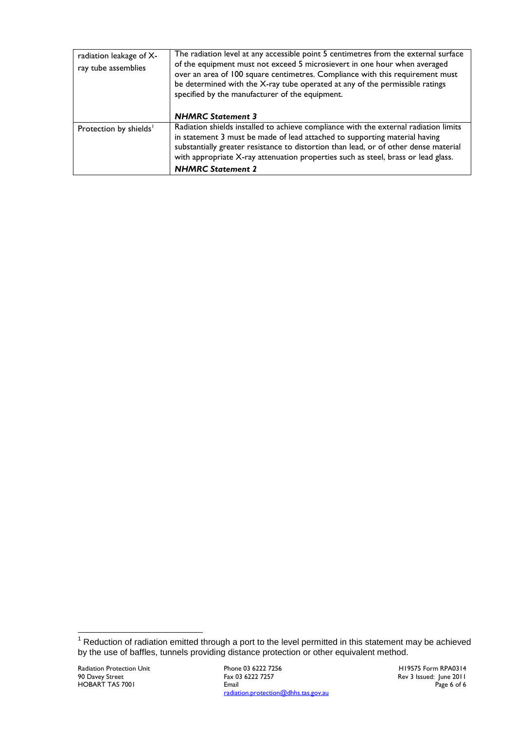| | |
|---|---|
| radiation leakage of X-ray tube assemblies | The radiation level at any accessible point 5 centimetres from the external surface of the equipment must not exceed 5 microsievert in one hour when averaged over an area of 100 square centimetres. Compliance with this requirement must be determined with the X-ray tube operated at any of the permissible ratings specified by the manufacturer of the equipment.<br><br>***NHMRC Statement 3*** |
| Protection by shields[1] | Radiation shields installed to achieve compliance with the external radiation limits in statement 3 must be made of lead attached to supporting material having substantially greater resistance to distortion than lead, or of other dense material with appropriate X-ray attenuation properties such as steel, brass or lead glass.<br>***NHMRC Statement 2*** |

[1] Reduction of radiation emitted through a port to the level permitted in this statement may be achieved by the use of baffles, tunnels providing distance protection or other equivalent method.

Radiation Protection Unit
90 Davey Street
HOBART TAS 7001

Phone 03 6222 7256
Fax 03 6222 7257
Email
radiation.protection@dhhs.tas.gov.au

H19575 Form RPA0314
Rev 3 Issued: June 2011